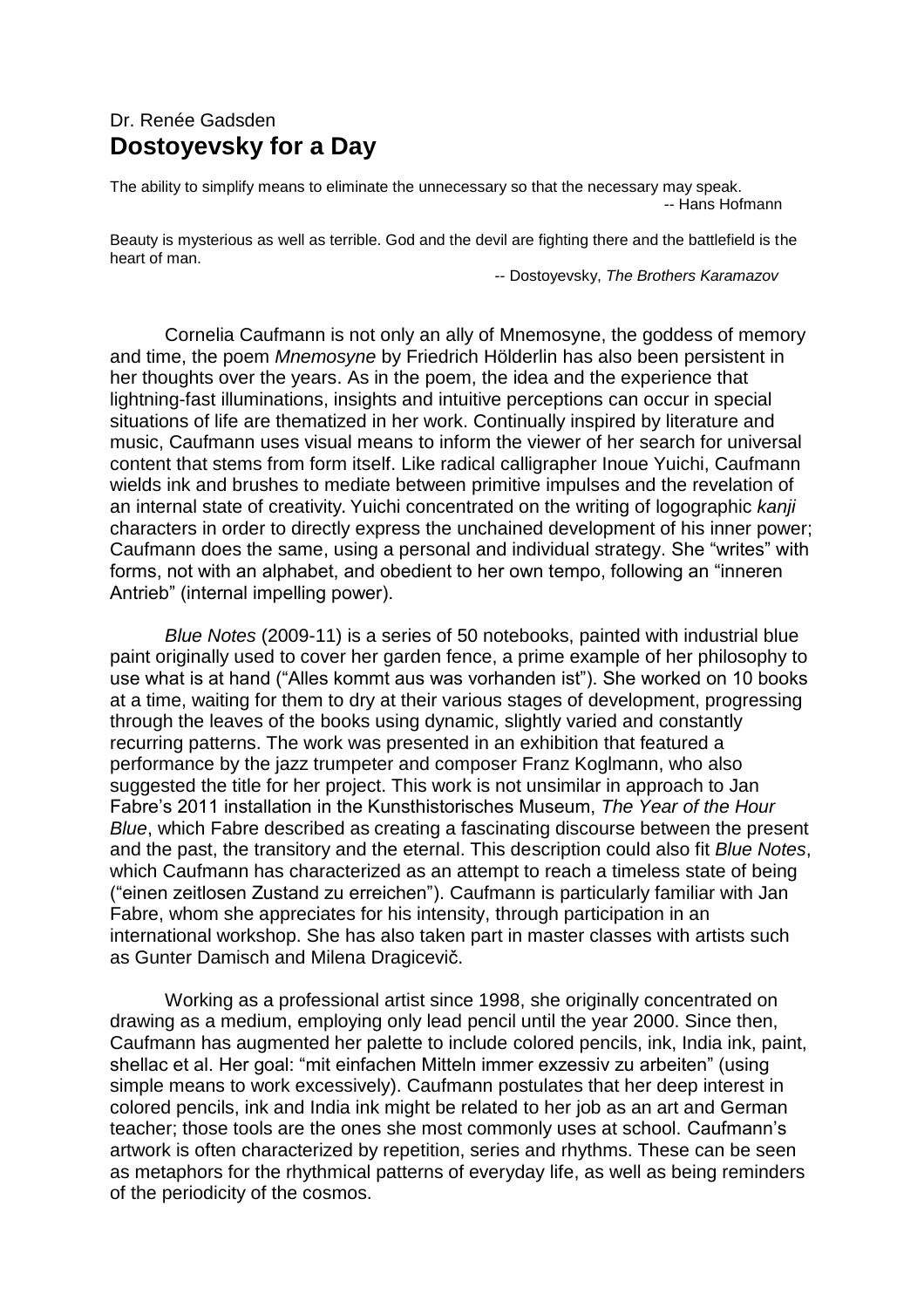Dr. Renée Gadsden

# Dostoyevsky for a Day

The ability to simplify means to eliminate the unnecessary so that the necessary may speak.

-- Hans Hofmann

Beauty is mysterious as well as terrible. God and the devil are fighting there and the battlefield is the heart of man.

-- Dostoyevsky, *The Brothers Karamazov*

Cornelia Caufmann is not only an ally of Mnemosyne, the goddess of memory and time, the poem *Mnemosyne* by Friedrich Hölderlin has also been persistent in her thoughts over the years. As in the poem, the idea and the experience that lightning-fast illuminations, insights and intuitive perceptions can occur in special situations of life are thematized in her work. Continually inspired by literature and music, Caufmann uses visual means to inform the viewer of her search for universal content that stems from form itself. Like radical calligrapher Inoue Yuichi, Caufmann wields ink and brushes to mediate between primitive impulses and the revelation of an internal state of creativity. Yuichi concentrated on the writing of logographic *kanji* characters in order to directly express the unchained development of his inner power; Caufmann does the same, using a personal and individual strategy. She "writes" with forms, not with an alphabet, and obedient to her own tempo, following an "inneren Antrieb" (internal impelling power).

*Blue Notes* (2009-11) is a series of 50 notebooks, painted with industrial blue paint originally used to cover her garden fence, a prime example of her philosophy to use what is at hand ("Alles kommt aus was vorhanden ist"). She worked on 10 books at a time, waiting for them to dry at their various stages of development, progressing through the leaves of the books using dynamic, slightly varied and constantly recurring patterns. The work was presented in an exhibition that featured a performance by the jazz trumpeter and composer Franz Koglmann, who also suggested the title for her project. This work is not unsimilar in approach to Jan Fabre's 2011 installation in the Kunsthistorisches Museum, *The Year of the Hour Blue*, which Fabre described as creating a fascinating discourse between the present and the past, the transitory and the eternal. This description could also fit *Blue Notes*, which Caufmann has characterized as an attempt to reach a timeless state of being ("einen zeitlosen Zustand zu erreichen"). Caufmann is particularly familiar with Jan Fabre, whom she appreciates for his intensity, through participation in an international workshop. She has also taken part in master classes with artists such as Gunter Damisch and Milena Dragicevič.

Working as a professional artist since 1998, she originally concentrated on drawing as a medium, employing only lead pencil until the year 2000. Since then, Caufmann has augmented her palette to include colored pencils, ink, India ink, paint, shellac et al. Her goal: "mit einfachen Mitteln immer exzessiv zu arbeiten" (using simple means to work excessively). Caufmann postulates that her deep interest in colored pencils, ink and India ink might be related to her job as an art and German teacher; those tools are the ones she most commonly uses at school. Caufmann's artwork is often characterized by repetition, series and rhythms. These can be seen as metaphors for the rhythmical patterns of everyday life, as well as being reminders of the periodicity of the cosmos.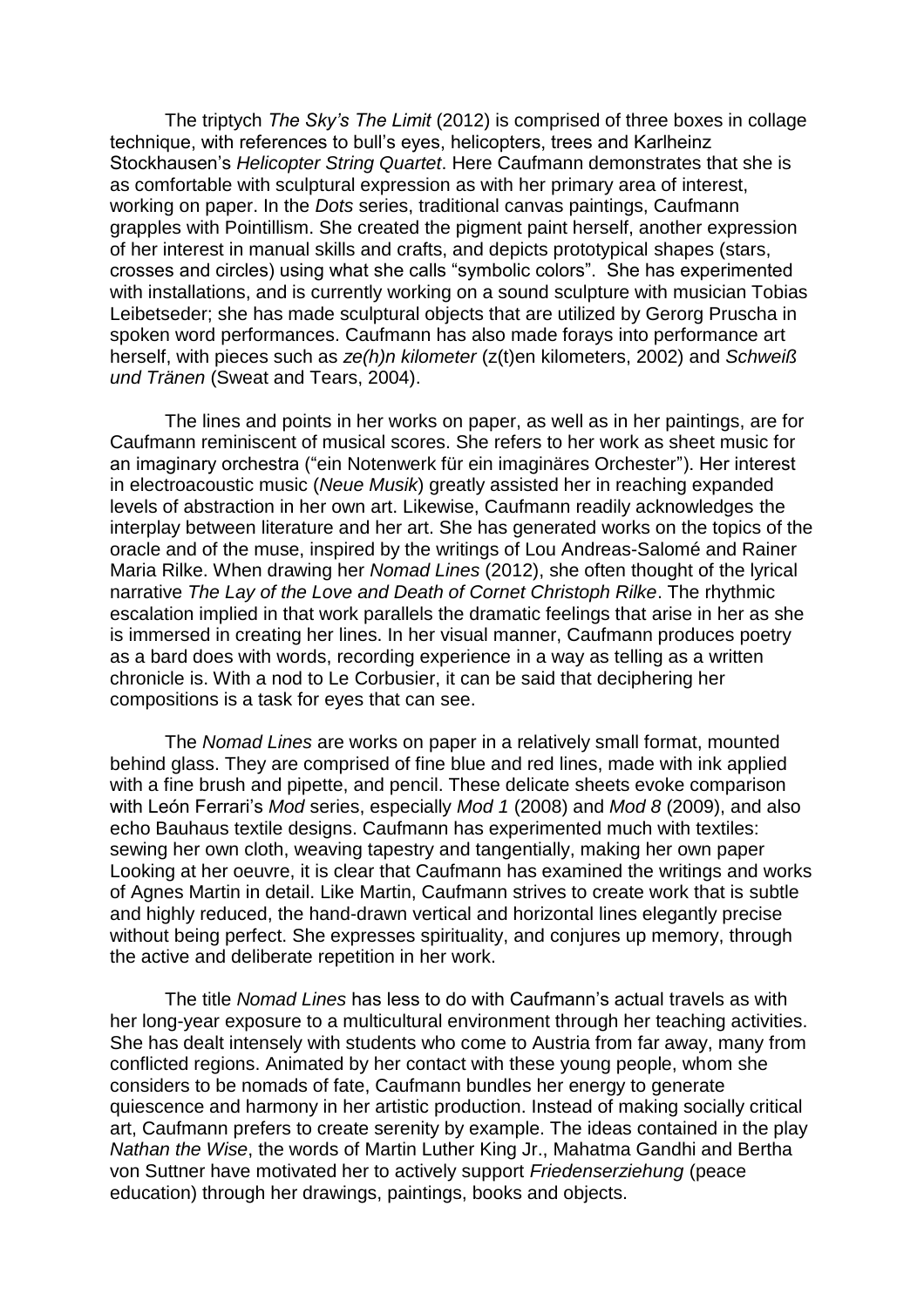The triptych *The Sky's The Limit* (2012) is comprised of three boxes in collage technique, with references to bull's eyes, helicopters, trees and Karlheinz Stockhausen's *Helicopter String Quartet*. Here Caufmann demonstrates that she is as comfortable with sculptural expression as with her primary area of interest, working on paper. In the *Dots* series, traditional canvas paintings, Caufmann grapples with Pointillism. She created the pigment paint herself, another expression of her interest in manual skills and crafts, and depicts prototypical shapes (stars, crosses and circles) using what she calls "symbolic colors". She has experimented with installations, and is currently working on a sound sculpture with musician Tobias Leibetseder; she has made sculptural objects that are utilized by Gerorg Pruscha in spoken word performances. Caufmann has also made forays into performance art herself, with pieces such as *ze(h)n kilometer* (z(t)en kilometers, 2002) and *Schweiß und Tränen* (Sweat and Tears, 2004).

The lines and points in her works on paper, as well as in her paintings, are for Caufmann reminiscent of musical scores. She refers to her work as sheet music for an imaginary orchestra ("ein Notenwerk für ein imaginäres Orchester"). Her interest in electroacoustic music (*Neue Musik*) greatly assisted her in reaching expanded levels of abstraction in her own art. Likewise, Caufmann readily acknowledges the interplay between literature and her art. She has generated works on the topics of the oracle and of the muse, inspired by the writings of Lou Andreas-Salomé and Rainer Maria Rilke. When drawing her *Nomad Lines* (2012), she often thought of the lyrical narrative *The Lay of the Love and Death of Cornet Christoph Rilke*. The rhythmic escalation implied in that work parallels the dramatic feelings that arise in her as she is immersed in creating her lines. In her visual manner, Caufmann produces poetry as a bard does with words, recording experience in a way as telling as a written chronicle is. With a nod to Le Corbusier, it can be said that deciphering her compositions is a task for eyes that can see.

The *Nomad Lines* are works on paper in a relatively small format, mounted behind glass. They are comprised of fine blue and red lines, made with ink applied with a fine brush and pipette, and pencil. These delicate sheets evoke comparison with León Ferrari's *Mod* series, especially *Mod 1* (2008) and *Mod 8* (2009), and also echo Bauhaus textile designs. Caufmann has experimented much with textiles: sewing her own cloth, weaving tapestry and tangentially, making her own paper Looking at her oeuvre, it is clear that Caufmann has examined the writings and works of Agnes Martin in detail. Like Martin, Caufmann strives to create work that is subtle and highly reduced, the hand-drawn vertical and horizontal lines elegantly precise without being perfect. She expresses spirituality, and conjures up memory, through the active and deliberate repetition in her work.

The title *Nomad Lines* has less to do with Caufmann's actual travels as with her long-year exposure to a multicultural environment through her teaching activities. She has dealt intensely with students who come to Austria from far away, many from conflicted regions. Animated by her contact with these young people, whom she considers to be nomads of fate, Caufmann bundles her energy to generate quiescence and harmony in her artistic production. Instead of making socially critical art, Caufmann prefers to create serenity by example. The ideas contained in the play *Nathan the Wise*, the words of Martin Luther King Jr., Mahatma Gandhi and Bertha von Suttner have motivated her to actively support *Friedenserziehung* (peace education) through her drawings, paintings, books and objects.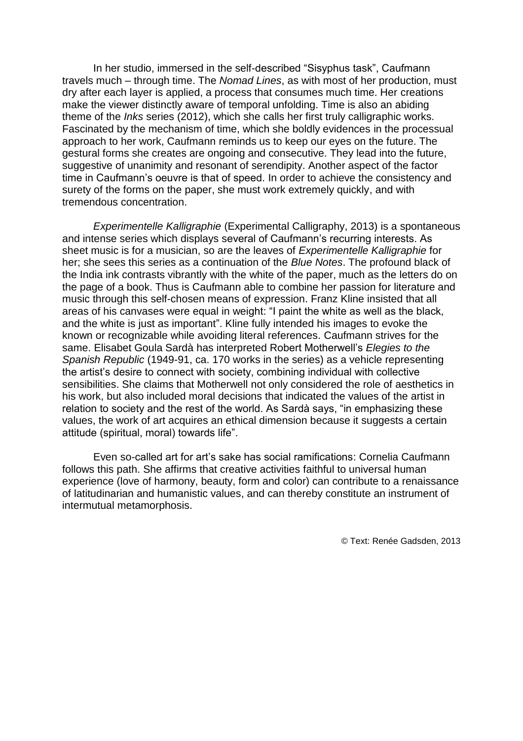In her studio, immersed in the self-described “Sisyphus task”, Caufmann travels much – through time. The *Nomad Lines*, as with most of her production, must dry after each layer is applied, a process that consumes much time. Her creations make the viewer distinctly aware of temporal unfolding. Time is also an abiding theme of the *Inks* series (2012), which she calls her first truly calligraphic works. Fascinated by the mechanism of time, which she boldly evidences in the processual approach to her work, Caufmann reminds us to keep our eyes on the future. The gestural forms she creates are ongoing and consecutive. They lead into the future, suggestive of unanimity and resonant of serendipity. Another aspect of the factor time in Caufmann’s oeuvre is that of speed. In order to achieve the consistency and surety of the forms on the paper, she must work extremely quickly, and with tremendous concentration.

*Experimentelle Kalligraphie* (Experimental Calligraphy, 2013) is a spontaneous and intense series which displays several of Caufmann’s recurring interests. As sheet music is for a musician, so are the leaves of *Experimentelle Kalligraphie* for her; she sees this series as a continuation of the *Blue Notes*. The profound black of the India ink contrasts vibrantly with the white of the paper, much as the letters do on the page of a book. Thus is Caufmann able to combine her passion for literature and music through this self-chosen means of expression. Franz Kline insisted that all areas of his canvases were equal in weight: “I paint the white as well as the black, and the white is just as important”. Kline fully intended his images to evoke the known or recognizable while avoiding literal references. Caufmann strives for the same. Elisabet Goula Sardà has interpreted Robert Motherwell’s *Elegies to the Spanish Republic* (1949-91, ca. 170 works in the series) as a vehicle representing the artist’s desire to connect with society, combining individual with collective sensibilities. She claims that Motherwell not only considered the role of aesthetics in his work, but also included moral decisions that indicated the values of the artist in relation to society and the rest of the world. As Sardà says, “in emphasizing these values, the work of art acquires an ethical dimension because it suggests a certain attitude (spiritual, moral) towards life”.

Even so-called art for art’s sake has social ramifications: Cornelia Caufmann follows this path. She affirms that creative activities faithful to universal human experience (love of harmony, beauty, form and color) can contribute to a renaissance of latitudinarian and humanistic values, and can thereby constitute an instrument of intermutual metamorphosis.

© Text: Renée Gadsden, 2013